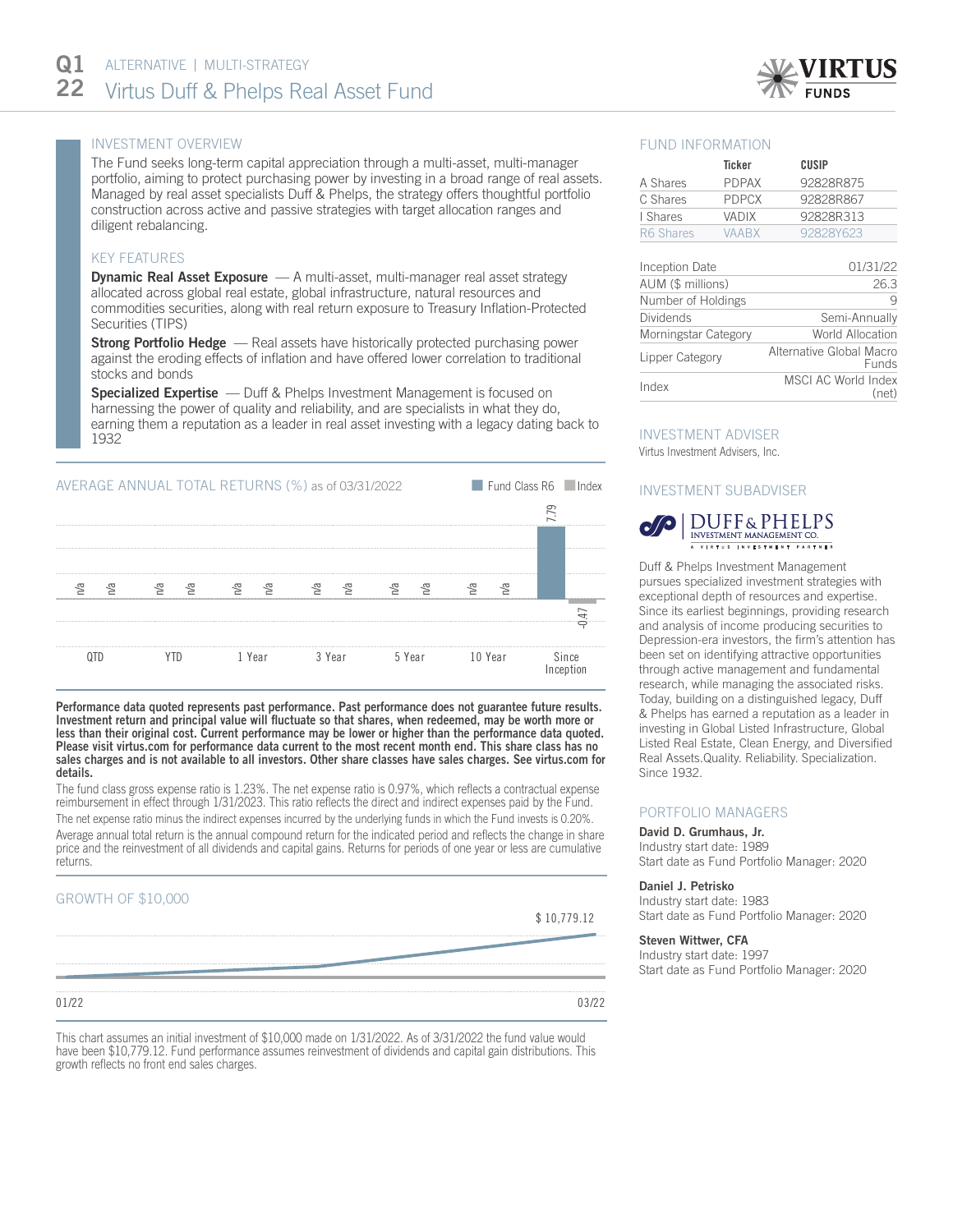# Q1 22 ALTERNATIVE | MULTI-STRATEGY

# Virtus Duff & Phelps Real Asset Fund

## INVESTMENT OVERVIEW

The Fund seeks long-term capital appreciation through a multi-asset, multi-manager portfolio, aiming to protect purchasing power by investing in a broad range of real assets. Managed by real asset specialists Duff & Phelps, the strategy offers thoughtful portfolio construction across active and passive strategies with target allocation ranges and diligent rebalancing.

## KEY FEATURES

**Dynamic Real Asset Exposure** — A multi-asset, multi-manager real asset strategy allocated across global real estate, global infrastructure, natural resources and commodities securities, along with real return exposure to Treasury Inflation-Protected Securities (TIPS)

**Strong Portfolio Hedge** — Real assets have historically protected purchasing power against the eroding effects of inflation and have offered lower correlation to traditional stocks and bonds

**Specialized Expertise** — Duff & Phelps Investment Management is focused on harnessing the power of quality and reliability, and are specialists in what they do, earning them a reputation as a leader in real asset investing with a legacy dating back to 1932

## AVERAGE ANNUAL TOTAL RETURNS (%) as of 03/31/2022

| | QTD | YTD | 1 Year | 3 Year | 5 Year | 10 Year | Since Inception |
|---|---|---|---|---|---|---|---|
| Fund Class R6 | n/a | n/a | n/a | n/a | n/a | n/a | 7.79 |
| Index | n/a | n/a | n/a | n/a | n/a | n/a | -0.47 |

**Performance data quoted represents past performance. Past performance does not guarantee future results. Investment return and principal value will fluctuate so that shares, when redeemed, may be worth more or less than their original cost. Current performance may be lower or higher than the performance data quoted. Please visit virtus.com for performance data current to the most recent month end. This share class has no sales charges and is not available to all investors. Other share classes have sales charges. See virtus.com for details.**

The fund class gross expense ratio is 1.23%. The net expense ratio is 0.97%, which reflects a contractual expense reimbursement in effect through 1/31/2023. This ratio reflects the direct and indirect expenses paid by the Fund.

The net expense ratio minus the indirect expenses incurred by the underlying funds in which the Fund invests is 0.20%.

Average annual total return is the annual compound return for the indicated period and reflects the change in share price and the reinvestment of all dividends and capital gains. Returns for periods of one year or less are cumulative returns.

## GROWTH OF $10,000

$ 10,779.12

01/22 — 03/22

This chart assumes an initial investment of $10,000 made on 1/31/2022. As of 3/31/2022 the fund value would have been $10,779.12. Fund performance assumes reinvestment of dividends and capital gain distributions. This growth reflects no front end sales charges.

## FUND INFORMATION

| | Ticker | CUSIP |
|---|---|---|
| A Shares | PDPAX | 92828R875 |
| C Shares | PDPCX | 92828R867 |
| I Shares | VADIX | 92828R313 |
| R6 Shares | VAABX | 92828Y623 |

| | |
|---|---|
| Inception Date | 01/31/22 |
| AUM ($ millions) | 26.3 |
| Number of Holdings | 9 |
| Dividends | Semi-Annually |
| Morningstar Category | World Allocation |
| Lipper Category | Alternative Global Macro Funds |
| Index | MSCI AC World Index (net) |

## INVESTMENT ADVISER

Virtus Investment Advisers, Inc.

## INVESTMENT SUBADVISER

DUFF & PHELPS INVESTMENT MANAGEMENT CO.
A VIRTUS INVESTMENT PARTNER

Duff & Phelps Investment Management pursues specialized investment strategies with exceptional depth of resources and expertise. Since its earliest beginnings, providing research and analysis of income producing securities to Depression-era investors, the firm's attention has been set on identifying attractive opportunities through active management and fundamental research, while managing the associated risks. Today, building on a distinguished legacy, Duff & Phelps has earned a reputation as a leader in investing in Global Listed Infrastructure, Global Listed Real Estate, Clean Energy, and Diversified Real Assets.Quality. Reliability. Specialization. Since 1932.

## PORTFOLIO MANAGERS

**David D. Grumhaus, Jr.**
Industry start date: 1989
Start date as Fund Portfolio Manager: 2020

**Daniel J. Petrisko**
Industry start date: 1983
Start date as Fund Portfolio Manager: 2020

**Steven Wittwer, CFA**
Industry start date: 1997
Start date as Fund Portfolio Manager: 2020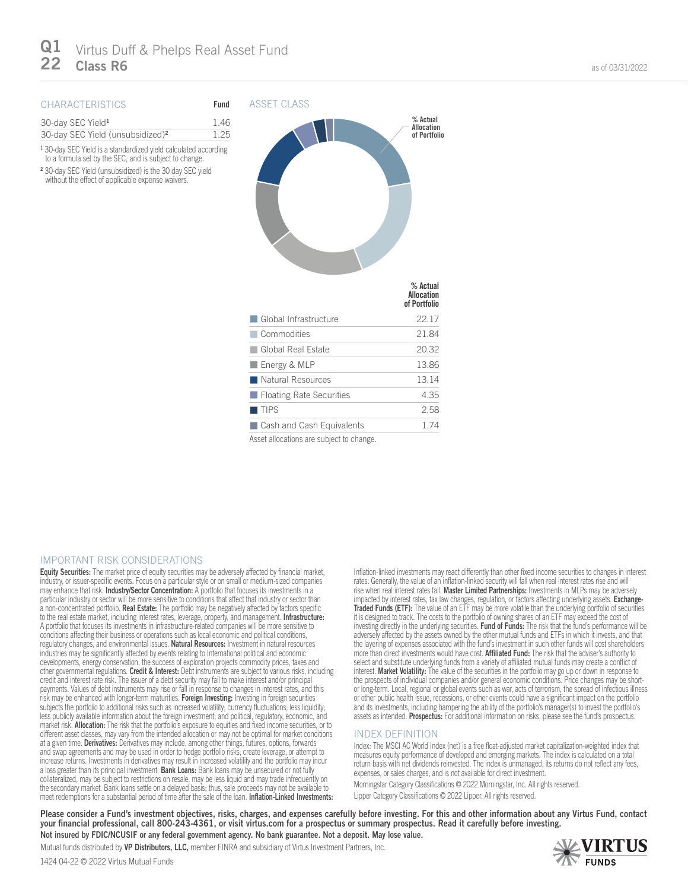# Q1 22 Virtus Duff & Phelps Real Asset Fund
## Class R6

as of 03/31/2022

## CHARACTERISTICS

| | Fund |
|---|---|
| 30-day SEC Yield[1] | 1.46 |
| 30-day SEC Yield (unsubsidized)[2] | 1.25 |

[1] 30-day SEC Yield is a standardized yield calculated according to a formula set by the SEC, and is subject to change.

[2] 30-day SEC Yield (unsubsidized) is the 30 day SEC yield without the effect of applicable expense waivers.

## ASSET CLASS

% Actual Allocation of Portfolio

| | % Actual Allocation of Portfolio |
|---|---|
| Global Infrastructure | 22.17 |
| Commodities | 21.84 |
| Global Real Estate | 20.32 |
| Energy & MLP | 13.86 |
| Natural Resources | 13.14 |
| Floating Rate Securities | 4.35 |
| TIPS | 2.58 |
| Cash and Cash Equivalents | 1.74 |

Asset allocations are subject to change.

## IMPORTANT RISK CONSIDERATIONS

**Equity Securities:** The market price of equity securities may be adversely affected by financial market, industry, or issuer-specific events. Focus on a particular style or on small or medium-sized companies may enhance that risk. **Industry/Sector Concentration:** A portfolio that focuses its investments in a particular industry or sector will be more sensitive to conditions that affect that industry or sector than a non-concentrated portfolio. **Real Estate:** The portfolio may be negatively affected by factors specific to the real estate market, including interest rates, leverage, property, and management. **Infrastructure:** A portfolio that focuses its investments in infrastructure-related companies will be more sensitive to conditions affecting their business or operations such as local economic and political conditions, regulatory changes, and environmental issues. **Natural Resources:** Investment in natural resources industries may be significantly affected by events relating to International political and economic developments, energy conservation, the success of exploration projects commodity prices, taxes and other governmental regulations. **Credit & Interest:** Debt instruments are subject to various risks, including credit and interest rate risk. The issuer of a debt security may fail to make interest and/or principal payments. Values of debt instruments may rise or fall in response to changes in interest rates, and this risk may be enhanced with longer-term maturities. **Foreign Investing:** Investing in foreign securities subjects the portfolio to additional risks such as increased volatility; currency fluctuations; less liquidity; less publicly available information about the foreign investment; and political, regulatory, economic, and market risk. **Allocation:** The risk that the portfolio's exposure to equities and fixed income securities, or to different asset classes, may vary from the intended allocation or may not be optimal for market conditions at a given time. **Derivatives:** Derivatives may include, among other things, futures, options, forwards and swap agreements and may be used in order to hedge portfolio risks, create leverage, or attempt to increase returns. Investments in derivatives may result in increased volatility and the portfolio may incur a loss greater than its principal investment. **Bank Loans:** Bank loans may be unsecured or not fully collateralized, may be subject to restrictions on resale, may be less liquid and may trade infrequently on the secondary market. Bank loans settle on a delayed basis; thus, sale proceeds may not be available to meet redemptions for a substantial period of time after the sale of the loan. **Inflation-Linked Investments:** Inflation-linked investments may react differently than other fixed income securities to changes in interest rates. Generally, the value of an inflation-linked security will fall when real interest rates rise and will rise when real interest rates fall. **Master Limited Partnerships:** Investments in MLPs may be adversely impacted by interest rates, tax law changes, regulation, or factors affecting underlying assets. **Exchange-Traded Funds (ETF):** The value of an ETF may be more volatile than the underlying portfolio of securities it is designed to track. The costs to the portfolio of owning shares of an ETF may exceed the cost of investing directly in the underlying securities. **Fund of Funds:** The risk that the fund's performance will be adversely affected by the assets owned by the other mutual funds and ETFs in which it invests, and that the layering of expenses associated with the fund's investment in such other funds will cost shareholders more than direct investments would have cost. **Affiliated Fund:** The risk that the adviser's authority to select and substitute underlying funds from a variety of affiliated mutual funds may create a conflict of interest. **Market Volatility:** The value of the securities in the portfolio may go up or down in response to the prospects of individual companies and/or general economic conditions. Price changes may be short- or long-term. Local, regional or global events such as war, acts of terrorism, the spread of infectious illness or other public health issue, recessions, or other events could have a significant impact on the portfolio and its investments, including hampering the ability of the portfolio's manager(s) to invest the portfolio's assets as intended. **Prospectus:** For additional information on risks, please see the fund's prospectus.

## INDEX DEFINITION

Index: The MSCI AC World Index (net) is a free float-adjusted market capitalization-weighted index that measures equity performance of developed and emerging markets. The index is calculated on a total return basis with net dividends reinvested. The index is unmanaged, its returns do not reflect any fees, expenses, or sales charges, and is not available for direct investment.

Morningstar Category Classifications © 2022 Morningstar, Inc. All rights reserved.

Lipper Category Classifications © 2022 Lipper. All rights reserved.

**Please consider a Fund's investment objectives, risks, charges, and expenses carefully before investing. For this and other information about any Virtus Fund, contact your financial professional, call 800-243-4361, or visit virtus.com for a prospectus or summary prospectus. Read it carefully before investing.**

**Not insured by FDIC/NCUSIF or any federal government agency. No bank guarantee. Not a deposit. May lose value.**

Mutual funds distributed by **VP Distributors, LLC,** member FINRA and subsidiary of Virtus Investment Partners, Inc.

1424 04-22 © 2022 Virtus Mutual Funds

VIRTUS FUNDS